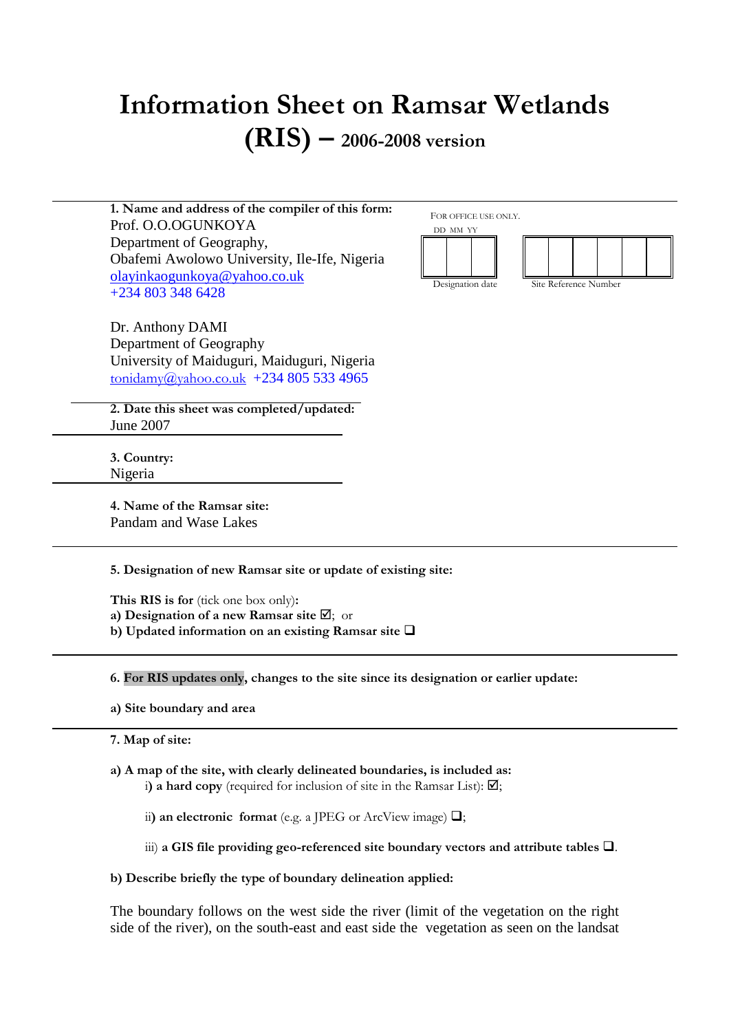# Information Sheet on Ramsar Wetlands (RIS) – 2006-2008 version

**1. Name and address of the compiler of this form:**
Prof. O.O.OGUNKOYA
Department of Geography,
Obafemi Awolowo University, Ile-Ife, Nigeria
olayinkaogunkoya@yahoo.co.uk
+234 803 348 6428

Dr. Anthony DAMI
Department of Geography
University of Maiduguri, Maiduguri, Nigeria
tonidamy@yahoo.co.uk +234 805 533 4965

FOR OFFICE USE ONLY.

| DD | MM | YY |
|---|---|---|
| | | |

Designation date

| | | | | | |
|---|---|---|---|---|---|
| | | | | | |

Site Reference Number

**2. Date this sheet was completed/updated:**
June 2007

**3. Country:**
Nigeria

**4. Name of the Ramsar site:**
Pandam and Wase Lakes

**5. Designation of new Ramsar site or update of existing site:**

**This RIS is for** (tick one box only)**:**
**a) Designation of a new Ramsar site** ☑; or
**b) Updated information on an existing Ramsar site** ❑

**6. For RIS updates only, changes to the site since its designation or earlier update:**

**a) Site boundary and area**

**7. Map of site:**

**a) A map of the site, with clearly delineated boundaries, is included as:**

i) **a hard copy** (required for inclusion of site in the Ramsar List): ☑;

ii) **an electronic format** (e.g. a JPEG or ArcView image) ❑;

iii) **a GIS file providing geo-referenced site boundary vectors and attribute tables** ❑.

**b) Describe briefly the type of boundary delineation applied:**

The boundary follows on the west side the river (limit of the vegetation on the right side of the river), on the south-east and east side the vegetation as seen on the landsat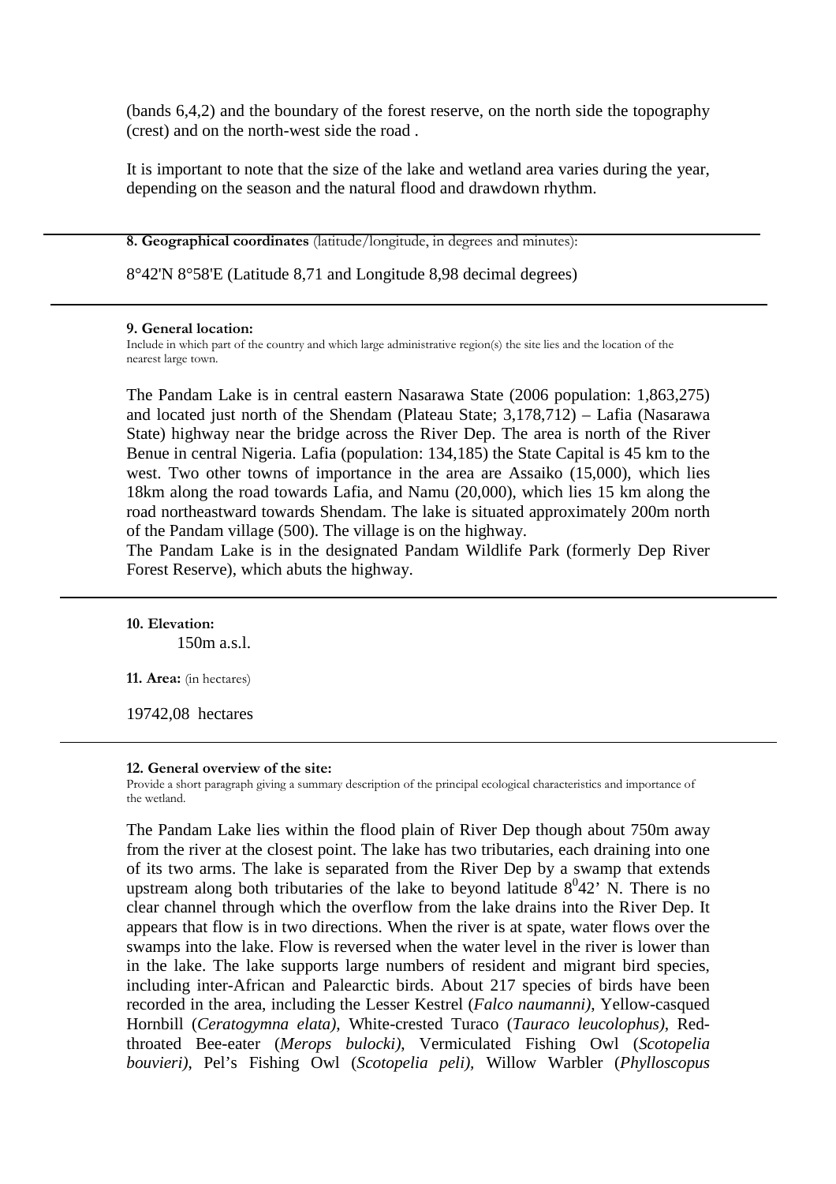(bands 6,4,2) and the boundary of the forest reserve, on the north side the topography (crest) and on the north-west side the road .

It is important to note that the size of the lake and wetland area varies during the year, depending on the season and the natural flood and drawdown rhythm.

---

**8. Geographical coordinates** (latitude/longitude, in degrees and minutes):

8°42'N 8°58'E (Latitude 8,71 and Longitude 8,98 decimal degrees)

---

**9. General location:**
Include in which part of the country and which large administrative region(s) the site lies and the location of the nearest large town.

The Pandam Lake is in central eastern Nasarawa State (2006 population: 1,863,275) and located just north of the Shendam (Plateau State; 3,178,712) – Lafia (Nasarawa State) highway near the bridge across the River Dep. The area is north of the River Benue in central Nigeria. Lafia (population: 134,185) the State Capital is 45 km to the west. Two other towns of importance in the area are Assaiko (15,000), which lies 18km along the road towards Lafia, and Namu (20,000), which lies 15 km along the road northeastward towards Shendam. The lake is situated approximately 200m north of the Pandam village (500). The village is on the highway.
The Pandam Lake is in the designated Pandam Wildlife Park (formerly Dep River Forest Reserve), which abuts the highway.

---

**10. Elevation:**
150m a.s.l.

**11. Area:** (in hectares)

19742,08 hectares

---

**12. General overview of the site:**
Provide a short paragraph giving a summary description of the principal ecological characteristics and importance of the wetland.

The Pandam Lake lies within the flood plain of River Dep though about 750m away from the river at the closest point. The lake has two tributaries, each draining into one of its two arms. The lake is separated from the River Dep by a swamp that extends upstream along both tributaries of the lake to beyond latitude $8^{0}42'$ N. There is no clear channel through which the overflow from the lake drains into the River Dep. It appears that flow is in two directions. When the river is at spate, water flows over the swamps into the lake. Flow is reversed when the water level in the river is lower than in the lake. The lake supports large numbers of resident and migrant bird species, including inter-African and Palearctic birds. About 217 species of birds have been recorded in the area, including the Lesser Kestrel (*Falco naumanni)*, Yellow-casqued Hornbill (*Ceratogymna elata)*, White-crested Turaco (*Tauraco leucolophus)*, Red-throated Bee-eater (*Merops bulocki)*, Vermiculated Fishing Owl (*Scotopelia bouvieri)*, Pel's Fishing Owl (*Scotopelia peli)*, Willow Warbler (*Phylloscopus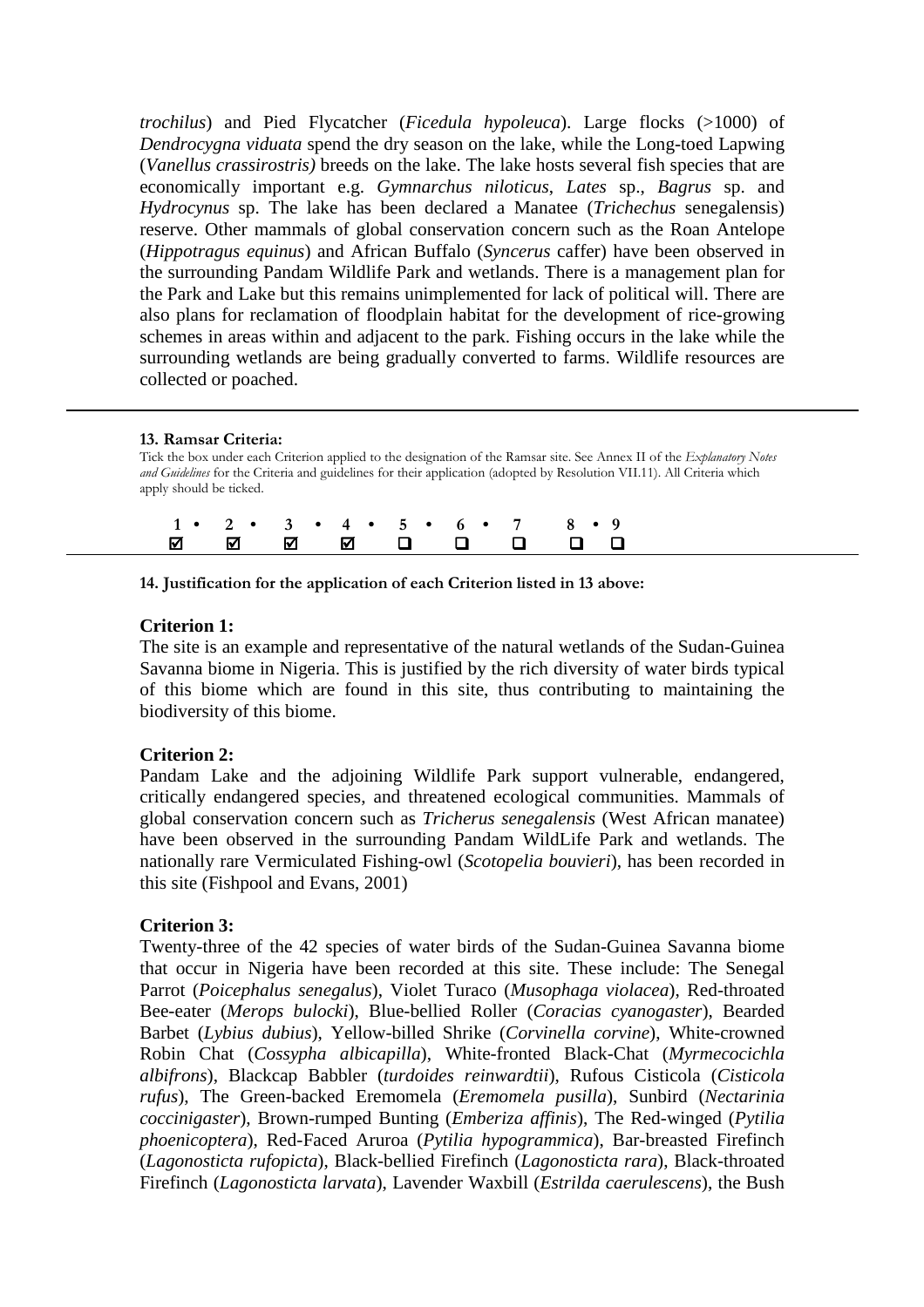*trochilus*) and Pied Flycatcher (*Ficedula hypoleuca*). Large flocks (>1000) of *Dendrocygna viduata* spend the dry season on the lake, while the Long-toed Lapwing (*Vanellus crassirostris)* breeds on the lake. The lake hosts several fish species that are economically important e.g. *Gymnarchus niloticus*, *Lates* sp., *Bagrus* sp. and *Hydrocynus* sp. The lake has been declared a Manatee (*Trichechus* senegalensis) reserve. Other mammals of global conservation concern such as the Roan Antelope (*Hippotragus equinus*) and African Buffalo (*Syncerus* caffer) have been observed in the surrounding Pandam Wildlife Park and wetlands. There is a management plan for the Park and Lake but this remains unimplemented for lack of political will. There are also plans for reclamation of floodplain habitat for the development of rice-growing schemes in areas within and adjacent to the park. Fishing occurs in the lake while the surrounding wetlands are being gradually converted to farms. Wildlife resources are collected or poached.

---

**13. Ramsar Criteria:**

Tick the box under each Criterion applied to the designation of the Ramsar site. See Annex II of the *Explanatory Notes and Guidelines* for the Criteria and guidelines for their application (adopted by Resolution VII.11). All Criteria which apply should be ticked.

| 1 | 2 | 3 | 4 | 5 | 6 | 7 | 8 | 9 |
|---|---|---|---|---|---|---|---|---|
| ☑ | ☑ | ☑ | ☑ | ❑ | ❑ | ❑ | ❑ | ❑ |

---

**14. Justification for the application of each Criterion listed in 13 above:**

**Criterion 1:**

The site is an example and representative of the natural wetlands of the Sudan-Guinea Savanna biome in Nigeria. This is justified by the rich diversity of water birds typical of this biome which are found in this site, thus contributing to maintaining the biodiversity of this biome.

**Criterion 2:**

Pandam Lake and the adjoining Wildlife Park support vulnerable, endangered, critically endangered species, and threatened ecological communities. Mammals of global conservation concern such as *Tricherus senegalensis* (West African manatee) have been observed in the surrounding Pandam WildLife Park and wetlands. The nationally rare Vermiculated Fishing-owl (*Scotopelia bouvieri*), has been recorded in this site (Fishpool and Evans, 2001)

**Criterion 3:**

Twenty-three of the 42 species of water birds of the Sudan-Guinea Savanna biome that occur in Nigeria have been recorded at this site. These include: The Senegal Parrot (*Poicephalus senegalus*), Violet Turaco (*Musophaga violacea*), Red-throated Bee-eater (*Merops bulocki*), Blue-bellied Roller (*Coracias cyanogaster*), Bearded Barbet (*Lybius dubius*), Yellow-billed Shrike (*Corvinella corvine*), White-crowned Robin Chat (*Cossypha albicapilla*), White-fronted Black-Chat (*Myrmecocichla albifrons*), Blackcap Babbler (*turdoides reinwardtii*), Rufous Cisticola (*Cisticola rufus*), The Green-backed Eremomela (*Eremomela pusilla*), Sunbird (*Nectarinia coccinigaster*), Brown-rumped Bunting (*Emberiza affinis*), The Red-winged (*Pytilia phoenicoptera*), Red-Faced Aruroa (*Pytilia hypogrammica*), Bar-breasted Firefinch (*Lagonosticta rufopicta*), Black-bellied Firefinch (*Lagonosticta rara*), Black-throated Firefinch (*Lagonosticta larvata*), Lavender Waxbill (*Estrilda caerulescens*), the Bush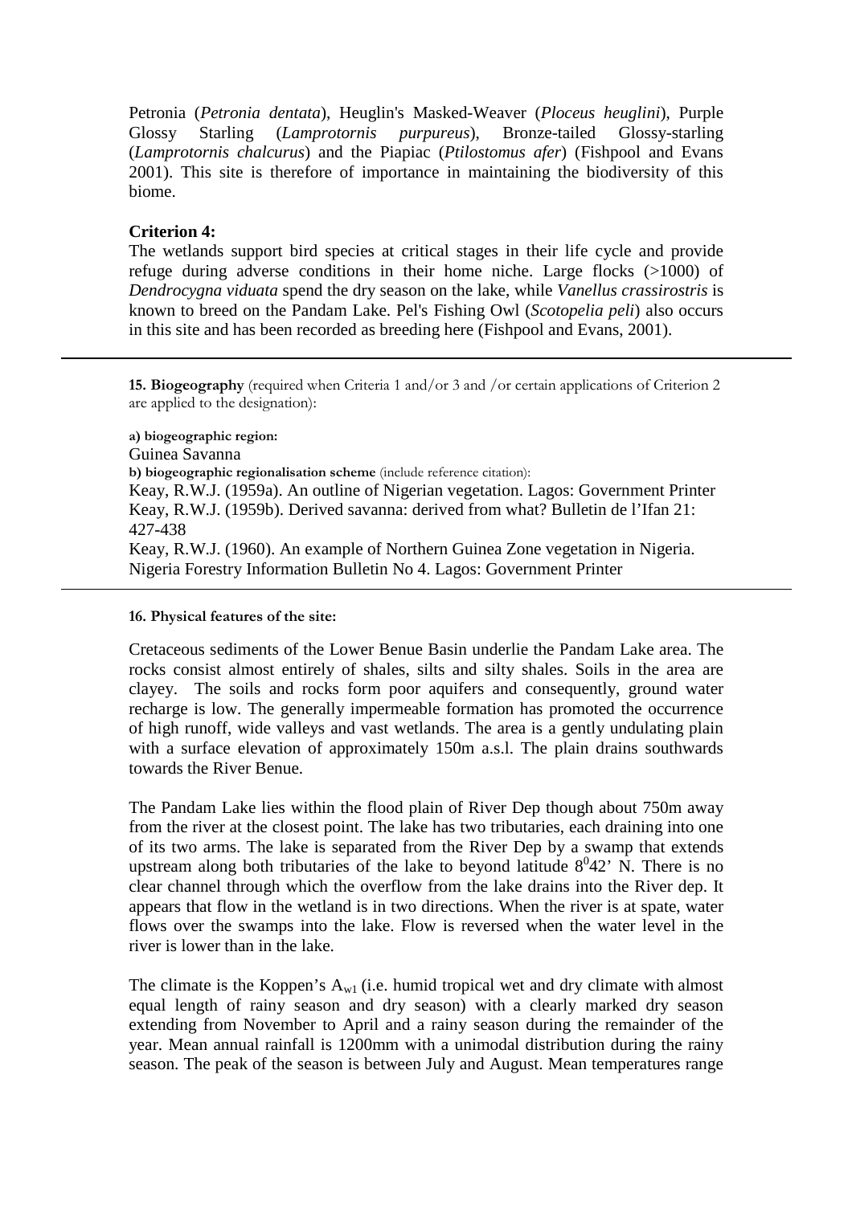Petronia (*Petronia dentata*), Heuglin's Masked-Weaver (*Ploceus heuglini*), Purple Glossy Starling (*Lamprotornis purpureus*), Bronze-tailed Glossy-starling (*Lamprotornis chalcurus*) and the Piapiac (*Ptilostomus afer*) (Fishpool and Evans 2001). This site is therefore of importance in maintaining the biodiversity of this biome.

**Criterion 4:**

The wetlands support bird species at critical stages in their life cycle and provide refuge during adverse conditions in their home niche. Large flocks (>1000) of *Dendrocygna viduata* spend the dry season on the lake, while *Vanellus crassirostris* is known to breed on the Pandam Lake. Pel's Fishing Owl (*Scotopelia peli*) also occurs in this site and has been recorded as breeding here (Fishpool and Evans, 2001).

---

**15. Biogeography** (required when Criteria 1 and/or 3 and /or certain applications of Criterion 2 are applied to the designation):

**a) biogeographic region:**

Guinea Savanna

**b) biogeographic regionalisation scheme** (include reference citation):

Keay, R.W.J. (1959a). An outline of Nigerian vegetation. Lagos: Government Printer
Keay, R.W.J. (1959b). Derived savanna: derived from what? Bulletin de l'Ifan 21: 427-438
Keay, R.W.J. (1960). An example of Northern Guinea Zone vegetation in Nigeria. Nigeria Forestry Information Bulletin No 4. Lagos: Government Printer

---

**16. Physical features of the site:**

Cretaceous sediments of the Lower Benue Basin underlie the Pandam Lake area. The rocks consist almost entirely of shales, silts and silty shales. Soils in the area are clayey. The soils and rocks form poor aquifers and consequently, ground water recharge is low. The generally impermeable formation has promoted the occurrence of high runoff, wide valleys and vast wetlands. The area is a gently undulating plain with a surface elevation of approximately 150m a.s.l. The plain drains southwards towards the River Benue.

The Pandam Lake lies within the flood plain of River Dep though about 750m away from the river at the closest point. The lake has two tributaries, each draining into one of its two arms. The lake is separated from the River Dep by a swamp that extends upstream along both tributaries of the lake to beyond latitude $8^0$42' N. There is no clear channel through which the overflow from the lake drains into the River dep. It appears that flow in the wetland is in two directions. When the river is at spate, water flows over the swamps into the lake. Flow is reversed when the water level in the river is lower than in the lake.

The climate is the Koppen's $A_{w1}$ (i.e. humid tropical wet and dry climate with almost equal length of rainy season and dry season) with a clearly marked dry season extending from November to April and a rainy season during the remainder of the year. Mean annual rainfall is 1200mm with a unimodal distribution during the rainy season. The peak of the season is between July and August. Mean temperatures range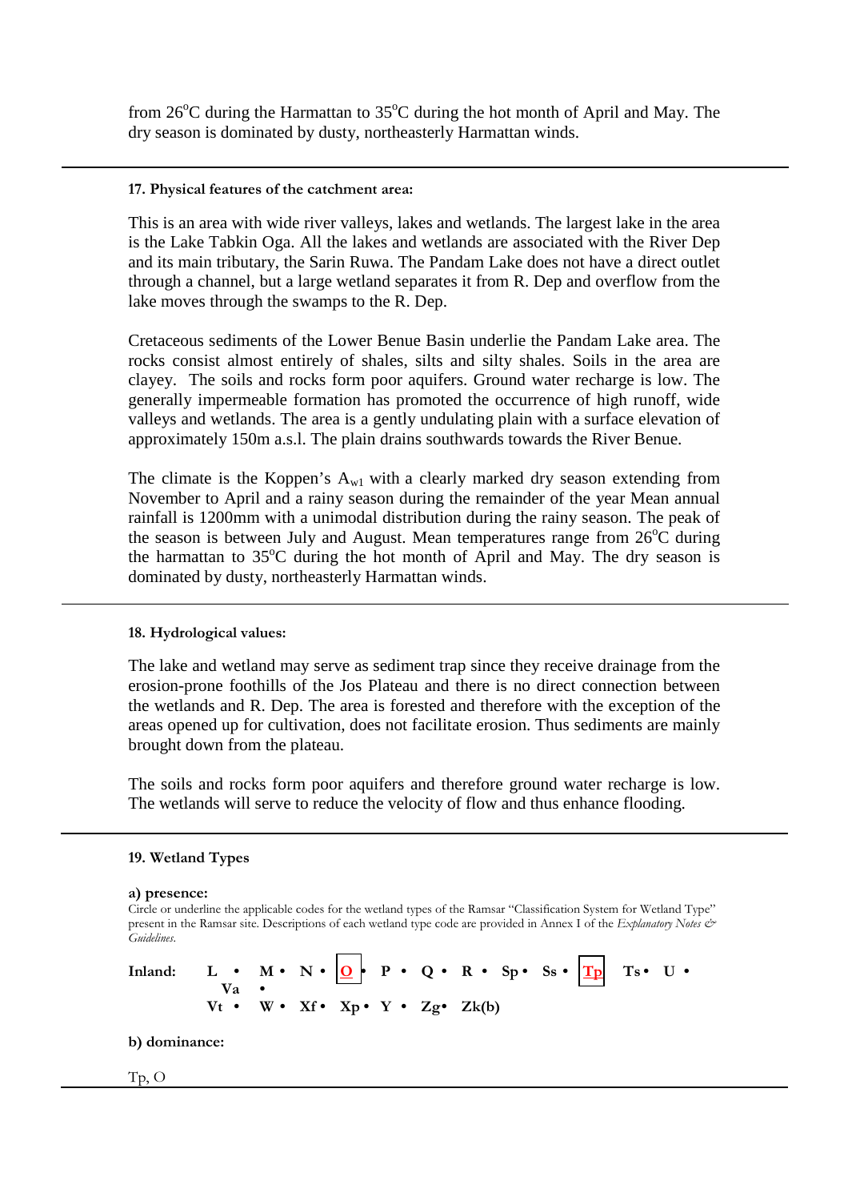from 26°C during the Harmattan to 35°C during the hot month of April and May. The dry season is dominated by dusty, northeasterly Harmattan winds.

---

**17. Physical features of the catchment area:**

This is an area with wide river valleys, lakes and wetlands. The largest lake in the area is the Lake Tabkin Oga. All the lakes and wetlands are associated with the River Dep and its main tributary, the Sarin Ruwa. The Pandam Lake does not have a direct outlet through a channel, but a large wetland separates it from R. Dep and overflow from the lake moves through the swamps to the R. Dep.

Cretaceous sediments of the Lower Benue Basin underlie the Pandam Lake area. The rocks consist almost entirely of shales, silts and silty shales. Soils in the area are clayey. The soils and rocks form poor aquifers. Ground water recharge is low. The generally impermeable formation has promoted the occurrence of high runoff, wide valleys and wetlands. The area is a gently undulating plain with a surface elevation of approximately 150m a.s.l. The plain drains southwards towards the River Benue.

The climate is the Koppen's $A_{w1}$ with a clearly marked dry season extending from November to April and a rainy season during the remainder of the year Mean annual rainfall is 1200mm with a unimodal distribution during the rainy season. The peak of the season is between July and August. Mean temperatures range from 26°C during the harmattan to 35°C during the hot month of April and May. The dry season is dominated by dusty, northeasterly Harmattan winds.

---

**18. Hydrological values:**

The lake and wetland may serve as sediment trap since they receive drainage from the erosion-prone foothills of the Jos Plateau and there is no direct connection between the wetlands and R. Dep. The area is forested and therefore with the exception of the areas opened up for cultivation, does not facilitate erosion. Thus sediments are mainly brought down from the plateau.

The soils and rocks form poor aquifers and therefore ground water recharge is low. The wetlands will serve to reduce the velocity of flow and thus enhance flooding.

---

**19. Wetland Types**

**a) presence:**

Circle or underline the applicable codes for the wetland types of the Ramsar "Classification System for Wetland Type" present in the Ramsar site. Descriptions of each wetland type code are provided in Annex I of the *Explanatory Notes & Guidelines*.

**Inland:** L • M • N • **<u>O</u>** • P • Q • R • Sp • Ss • **<u>Tp</u>** Ts • U • Va • Vt • W • Xf • Xp • Y • Zg • Zk(b)

**b) dominance:**

Tp, O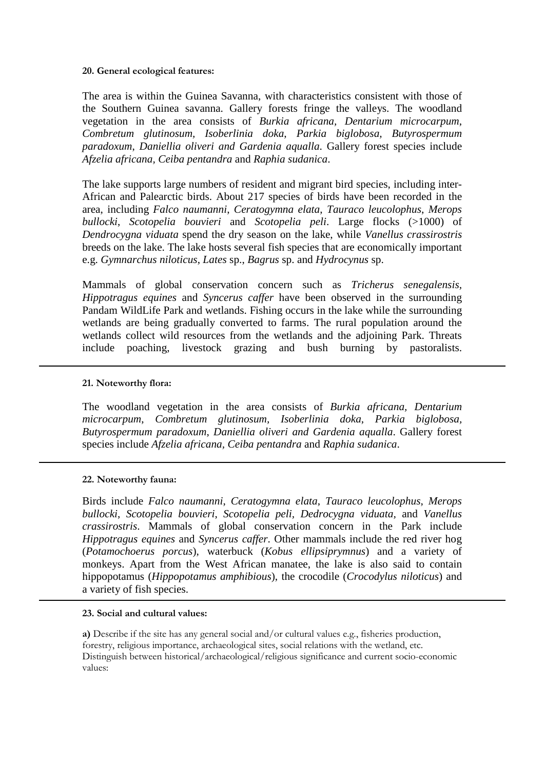**20. General ecological features:**

The area is within the Guinea Savanna, with characteristics consistent with those of the Southern Guinea savanna. Gallery forests fringe the valleys. The woodland vegetation in the area consists of *Burkia africana, Dentarium microcarpum, Combretum glutinosum, Isoberlinia doka, Parkia biglobosa, Butyrospermum paradoxum, Daniellia oliveri and Gardenia aqualla*. Gallery forest species include *Afzelia africana, Ceiba pentandra* and *Raphia sudanica*.

The lake supports large numbers of resident and migrant bird species, including inter-African and Palearctic birds. About 217 species of birds have been recorded in the area, including *Falco naumanni*, *Ceratogymna elata*, *Tauraco leucolophus*, *Merops bullocki*, *Scotopelia bouvieri* and *Scotopelia peli*. Large flocks (>1000) of *Dendrocygna viduata* spend the dry season on the lake, while *Vanellus crassirostris* breeds on the lake. The lake hosts several fish species that are economically important e.g. *Gymnarchus niloticus*, *Lates* sp., *Bagrus* sp. and *Hydrocynus* sp.

Mammals of global conservation concern such as *Tricherus senegalensis*, *Hippotragus equines* and *Syncerus caffer* have been observed in the surrounding Pandam WildLife Park and wetlands. Fishing occurs in the lake while the surrounding wetlands are being gradually converted to farms. The rural population around the wetlands collect wild resources from the wetlands and the adjoining Park. Threats include poaching, livestock grazing and bush burning by pastoralists.

**21. Noteworthy flora:**

The woodland vegetation in the area consists of *Burkia africana, Dentarium microcarpum, Combretum glutinosum, Isoberlinia doka, Parkia biglobosa, Butyrospermum paradoxum, Daniellia oliveri and Gardenia aqualla*. Gallery forest species include *Afzelia africana, Ceiba pentandra* and *Raphia sudanica*.

**22. Noteworthy fauna:**

Birds include *Falco naumanni*, *Ceratogymna elata*, *Tauraco leucolophus*, *Merops bullocki*, *Scotopelia bouvieri*, *Scotopelia peli*, *Dedrocygna viduata*, and *Vanellus crassirostris*. Mammals of global conservation concern in the Park include *Hippotragus equines* and *Syncerus caffer*. Other mammals include the red river hog (*Potamochoerus porcus*), waterbuck (*Kobus ellipsiprymnus*) and a variety of monkeys. Apart from the West African manatee, the lake is also said to contain hippopotamus (*Hippopotamus amphibious*), the crocodile (*Crocodylus niloticus*) and a variety of fish species.

**23. Social and cultural values:**

**a)** Describe if the site has any general social and/or cultural values e.g., fisheries production, forestry, religious importance, archaeological sites, social relations with the wetland, etc. Distinguish between historical/archaeological/religious significance and current socio-economic values: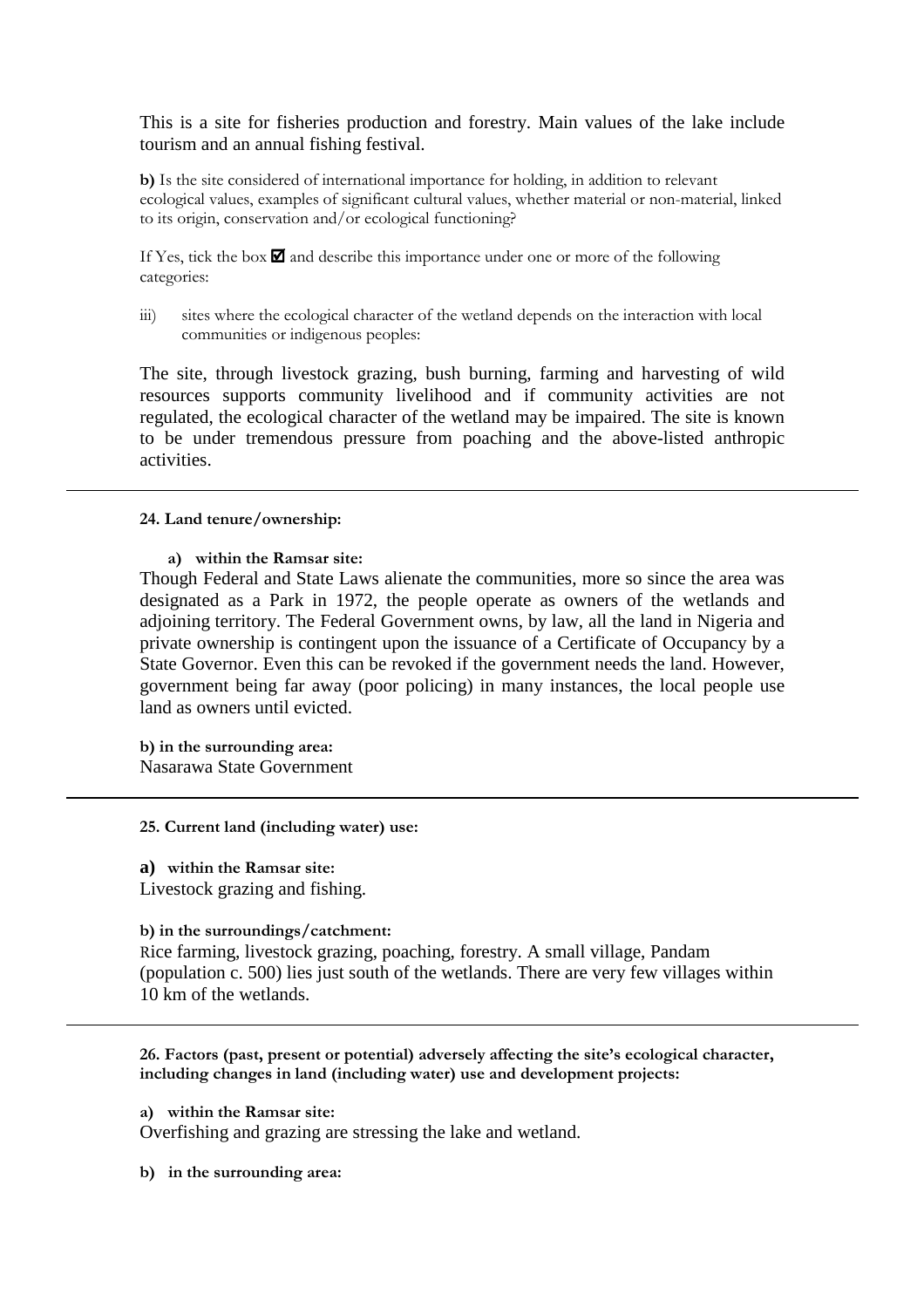This is a site for fisheries production and forestry. Main values of the lake include tourism and an annual fishing festival.

**b)** Is the site considered of international importance for holding, in addition to relevant ecological values, examples of significant cultural values, whether material or non-material, linked to its origin, conservation and/or ecological functioning?

If Yes, tick the box ☑ and describe this importance under one or more of the following categories:

iii) sites where the ecological character of the wetland depends on the interaction with local communities or indigenous peoples:

The site, through livestock grazing, bush burning, farming and harvesting of wild resources supports community livelihood and if community activities are not regulated, the ecological character of the wetland may be impaired. The site is known to be under tremendous pressure from poaching and the above-listed anthropic activities.

---

**24. Land tenure/ownership:**

**a) within the Ramsar site:**

Though Federal and State Laws alienate the communities, more so since the area was designated as a Park in 1972, the people operate as owners of the wetlands and adjoining territory. The Federal Government owns, by law, all the land in Nigeria and private ownership is contingent upon the issuance of a Certificate of Occupancy by a State Governor. Even this can be revoked if the government needs the land. However, government being far away (poor policing) in many instances, the local people use land as owners until evicted.

**b) in the surrounding area:**

Nasarawa State Government

---

**25. Current land (including water) use:**

**a) within the Ramsar site:**

Livestock grazing and fishing.

**b) in the surroundings/catchment:**

Rice farming, livestock grazing, poaching, forestry. A small village, Pandam (population c. 500) lies just south of the wetlands. There are very few villages within 10 km of the wetlands.

---

**26. Factors (past, present or potential) adversely affecting the site's ecological character, including changes in land (including water) use and development projects:**

**a) within the Ramsar site:**

Overfishing and grazing are stressing the lake and wetland.

**b) in the surrounding area:**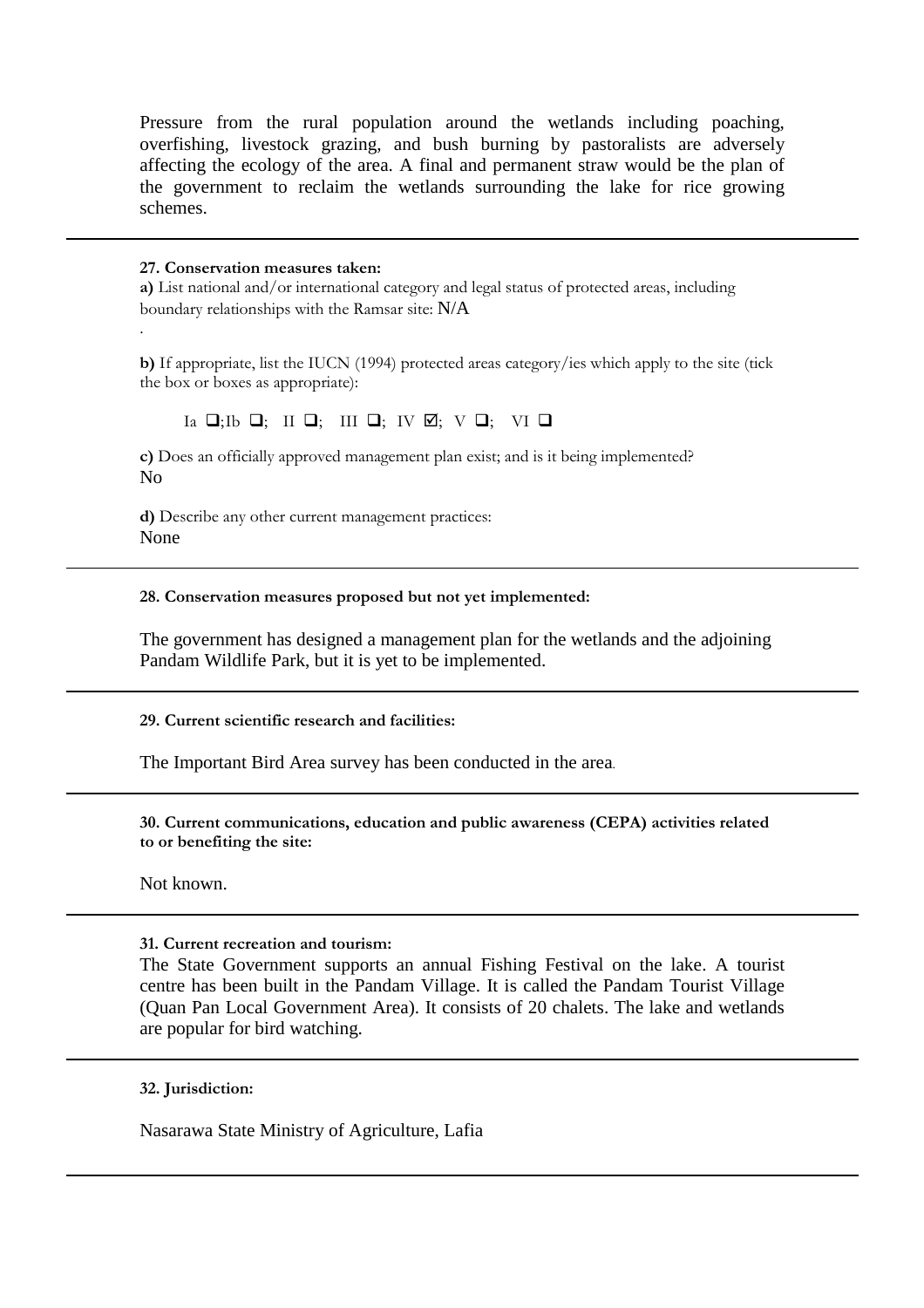Pressure from the rural population around the wetlands including poaching, overfishing, livestock grazing, and bush burning by pastoralists are adversely affecting the ecology of the area. A final and permanent straw would be the plan of the government to reclaim the wetlands surrounding the lake for rice growing schemes.

---

**27. Conservation measures taken:**

**a)** List national and/or international category and legal status of protected areas, including boundary relationships with the Ramsar site: N/A

.

**b)** If appropriate, list the IUCN (1994) protected areas category/ies which apply to the site (tick the box or boxes as appropriate):

Ia ❑;Ib ❑; II ❑; III ❑; IV ☑; V ❑; VI ❑

**c)** Does an officially approved management plan exist; and is it being implemented?
No

**d)** Describe any other current management practices:
None

---

**28. Conservation measures proposed but not yet implemented:**

The government has designed a management plan for the wetlands and the adjoining Pandam Wildlife Park, but it is yet to be implemented.

---

**29. Current scientific research and facilities:**

The Important Bird Area survey has been conducted in the area.

---

**30. Current communications, education and public awareness (CEPA) activities related to or benefiting the site:**

Not known.

---

**31. Current recreation and tourism:**

The State Government supports an annual Fishing Festival on the lake. A tourist centre has been built in the Pandam Village. It is called the Pandam Tourist Village (Quan Pan Local Government Area). It consists of 20 chalets. The lake and wetlands are popular for bird watching.

---

**32. Jurisdiction:**

Nasarawa State Ministry of Agriculture, Lafia

---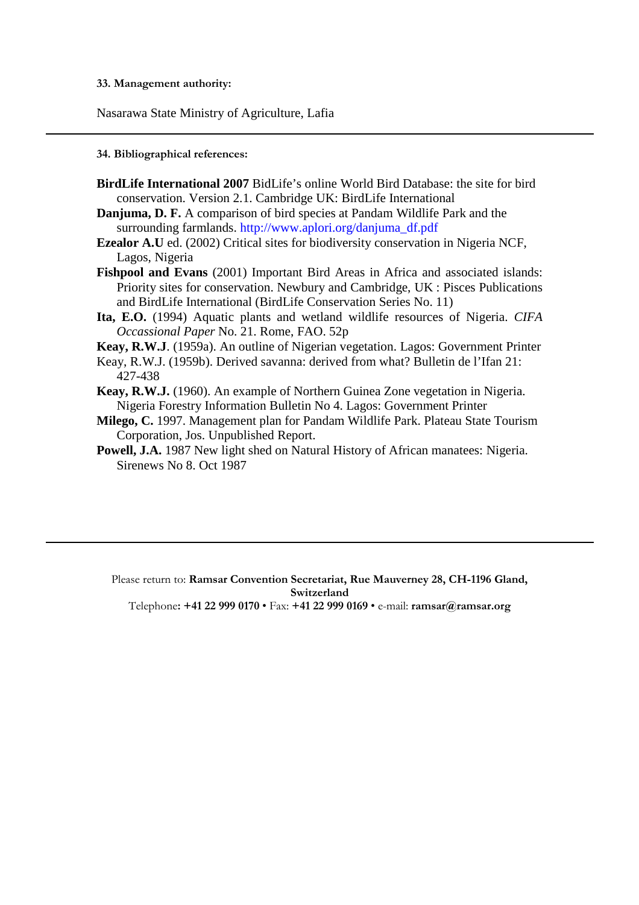**33. Management authority:**

Nasarawa State Ministry of Agriculture, Lafia

---

**34. Bibliographical references:**

**BirdLife International 2007** BidLife's online World Bird Database: the site for bird conservation. Version 2.1. Cambridge UK: BirdLife International

**Danjuma, D. F.** A comparison of bird species at Pandam Wildlife Park and the surrounding farmlands. http://www.aplori.org/danjuma_df.pdf

**Ezealor A.U** ed. (2002) Critical sites for biodiversity conservation in Nigeria NCF, Lagos, Nigeria

**Fishpool and Evans** (2001) Important Bird Areas in Africa and associated islands: Priority sites for conservation. Newbury and Cambridge, UK : Pisces Publications and BirdLife International (BirdLife Conservation Series No. 11)

**Ita, E.O.** (1994) Aquatic plants and wetland wildlife resources of Nigeria. *CIFA Occassional Paper* No. 21. Rome, FAO. 52p

**Keay, R.W.J**. (1959a). An outline of Nigerian vegetation. Lagos: Government Printer

Keay, R.W.J. (1959b). Derived savanna: derived from what? Bulletin de l'Ifan 21: 427-438

**Keay, R.W.J.** (1960). An example of Northern Guinea Zone vegetation in Nigeria. Nigeria Forestry Information Bulletin No 4. Lagos: Government Printer

**Milego, C.** 1997. Management plan for Pandam Wildlife Park. Plateau State Tourism Corporation, Jos. Unpublished Report.

**Powell, J.A.** 1987 New light shed on Natural History of African manatees: Nigeria. Sirenews No 8. Oct 1987

---

Please return to: **Ramsar Convention Secretariat, Rue Mauverney 28, CH-1196 Gland, Switzerland**
Telephone**: +41 22 999 0170** • Fax: **+41 22 999 0169** • e-mail: **ramsar@ramsar.org**